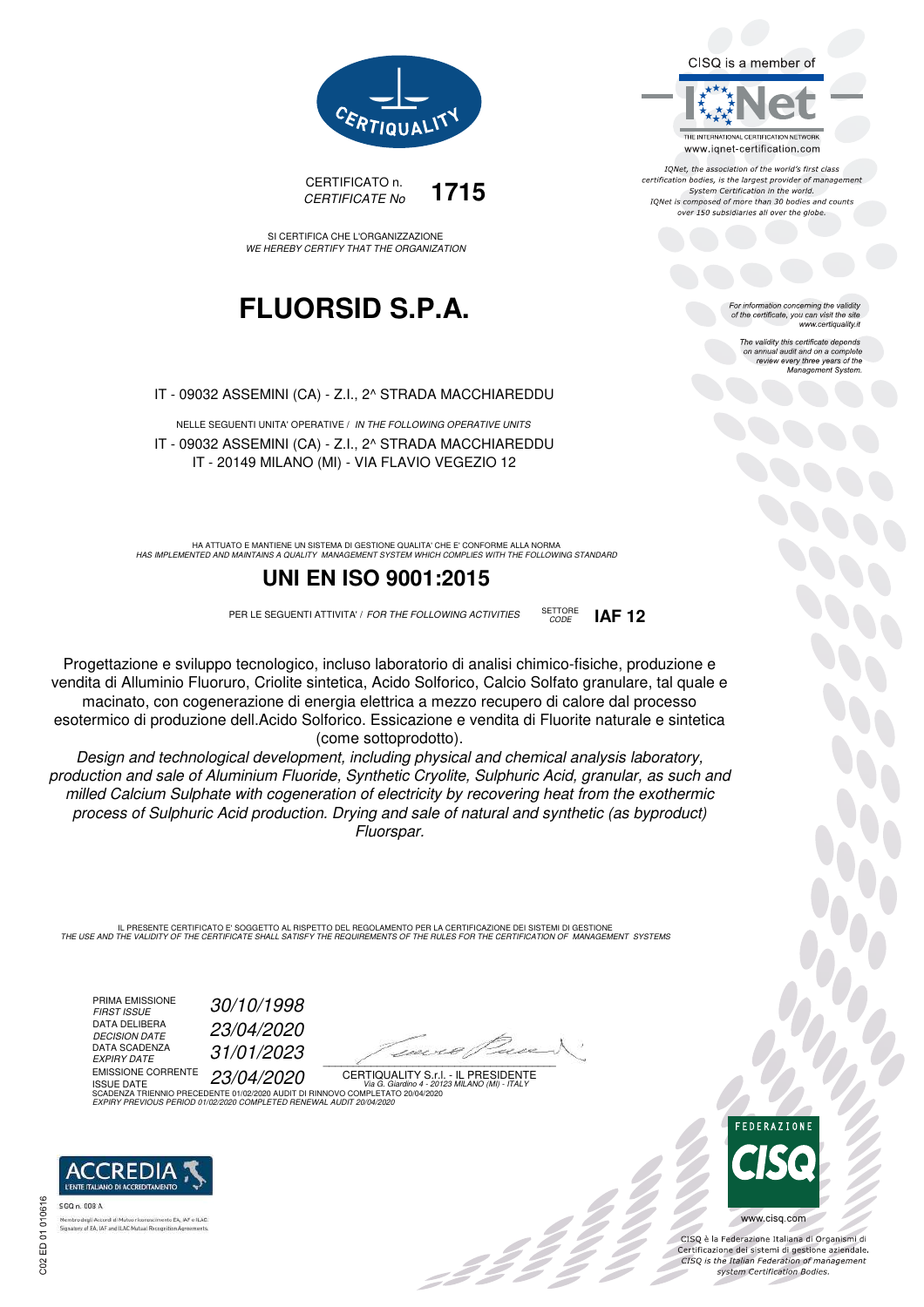CERTIQUALITY

CISQ is a member of

IQNet

THE INTERNATIONAL CERTIFICATION NETWORK
www.iqnet-certification.com

*IQNet, the association of the world's first class certification bodies, is the largest provider of management System Certification in the world. IQNet is composed of more than 30 bodies and counts over 150 subsidiaries all over the globe.*

CERTIFICATO n.
*CERTIFICATE No* **1715**

SI CERTIFICA CHE L'ORGANIZZAZIONE
*WE HEREBY CERTIFY THAT THE ORGANIZATION*

# FLUORSID S.P.A.

*For information concerning the validity of the certificate, you can visit the site www.certiquality.it*

*The validity this certificate depends on annual audit and on a complete review every three years of the Management System.*

IT - 09032 ASSEMINI (CA) - Z.I., 2^ STRADA MACCHIAREDDU

NELLE SEGUENTI UNITA' OPERATIVE / *IN THE FOLLOWING OPERATIVE UNITS*
IT - 09032 ASSEMINI (CA) - Z.I., 2^ STRADA MACCHIAREDDU
IT - 20149 MILANO (MI) - VIA FLAVIO VEGEZIO 12

HA ATTUATO E MANTIENE UN SISTEMA DI GESTIONE QUALITA' CHE E' CONFORME ALLA NORMA
*HAS IMPLEMENTED AND MAINTAINS A QUALITY MANAGEMENT SYSTEM WHICH COMPLIES WITH THE FOLLOWING STANDARD*

## UNI EN ISO 9001:2015

PER LE SEGUENTI ATTIVITA' / *FOR THE FOLLOWING ACTIVITIES* SETTORE *CODE* **IAF 12**

Progettazione e sviluppo tecnologico, incluso laboratorio di analisi chimico-fisiche, produzione e vendita di Alluminio Fluoruro, Criolite sintetica, Acido Solforico, Calcio Solfato granulare, tal quale e macinato, con cogenerazione di energia elettrica a mezzo recupero di calore dal processo esotermico di produzione dell.Acido Solforico. Essicazione e vendita di Fluorite naturale e sintetica (come sottoprodotto).

*Design and technological development, including physical and chemical analysis laboratory, production and sale of Aluminium Fluoride, Synthetic Cryolite, Sulphuric Acid, granular, as such and milled Calcium Sulphate with cogeneration of electricity by recovering heat from the exothermic process of Sulphuric Acid production. Drying and sale of natural and synthetic (as byproduct) Fluorspar.*

IL PRESENTE CERTIFICATO E' SOGGETTO AL RISPETTO DEL REGOLAMENTO PER LA CERTIFICAZIONE DEI SISTEMI DI GESTIONE
*THE USE AND THE VALIDITY OF THE CERTIFICATE SHALL SATISFY THE REQUIREMENTS OF THE RULES FOR THE CERTIFICATION OF MANAGEMENT SYSTEMS*

PRIMA EMISSIONE *FIRST ISSUE* *30/10/1998*
DATA DELIBERA *DECISION DATE* *23/04/2020*
DATA SCADENZA *EXPIRY DATE* *31/01/2023*
EMISSIONE CORRENTE ISSUE DATE *23/04/2020*

CERTIQUALITY S.r.l. - IL PRESIDENTE
*Via G. Giardino 4 - 20123 MILANO (MI) - ITALY*

SCADENZA TRIENNIO PRECEDENTE 01/02/2020 AUDIT DI RINNOVO COMPLETATO 20/04/2020
*EXPIRY PREVIOUS PERIOD 01/02/2020 COMPLETED RENEWAL AUDIT 20/04/2020*

ACCREDIA L'ENTE ITALIANO DI ACCREDITAMENTO
SGQ n. 008 A
Membro degli Accordi di Mutuo riconoscimento EA, IAF e ILAC
Signatory of EA, IAF and ILAC Mutual Recognition Agreements

FEDERAZIONE CISQ
www.cisq.com

CISQ è la Federazione Italiana di Organismi di Certificazione dei sistemi di gestione aziendale.
*CISQ is the Italian Federation of management system Certification Bodies.*

C02 ED 01 010616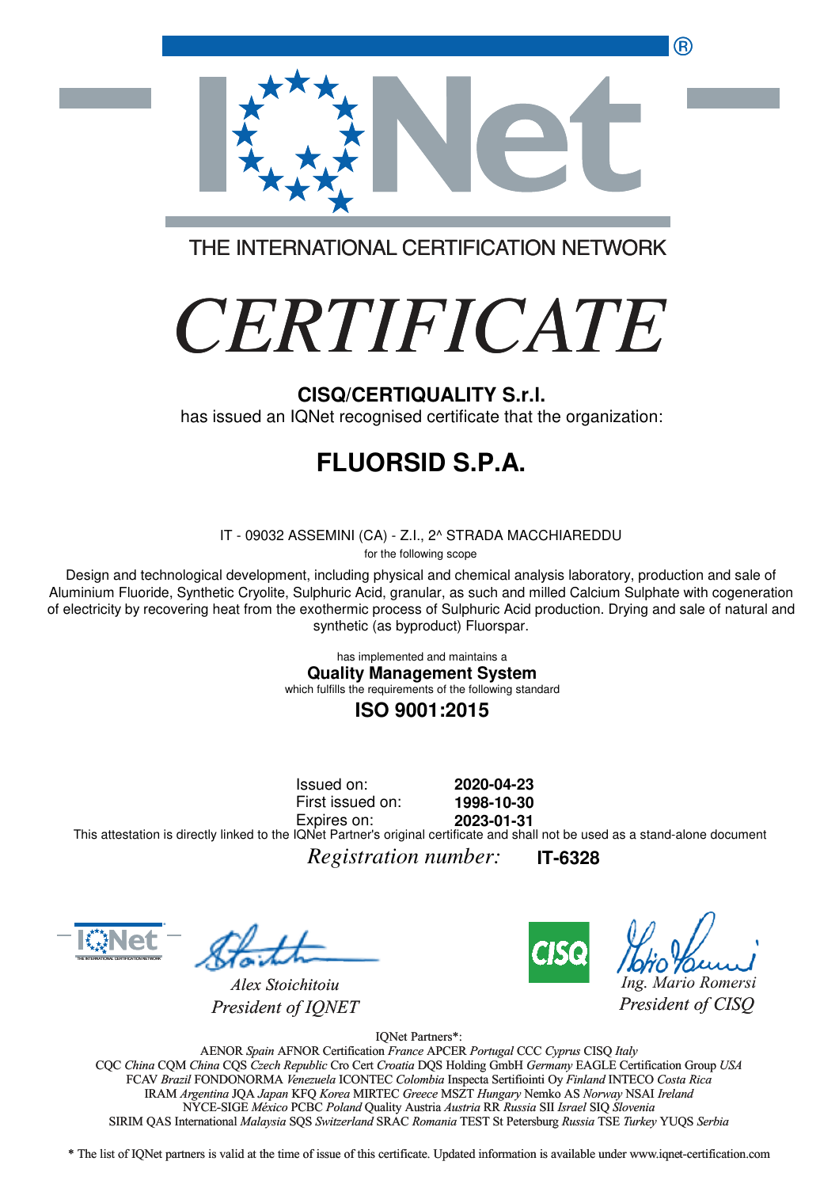THE INTERNATIONAL CERTIFICATION NETWORK

# CERTIFICATE

**CISQ/CERTIQUALITY S.r.l.**

has issued an IQNet recognised certificate that the organization:

## FLUORSID S.P.A.

IT - 09032 ASSEMINI (CA) - Z.I., 2^ STRADA MACCHIAREDDU

for the following scope

Design and technological development, including physical and chemical analysis laboratory, production and sale of Aluminium Fluoride, Synthetic Cryolite, Sulphuric Acid, granular, as such and milled Calcium Sulphate with cogeneration of electricity by recovering heat from the exothermic process of Sulphuric Acid production. Drying and sale of natural and synthetic (as byproduct) Fluorspar.

has implemented and maintains a

**Quality Management System**

which fulfills the requirements of the following standard

**ISO 9001:2015**

Issued on: **2020-04-23**
First issued on: **1998-10-30**
Expires on: **2023-01-31**

This attestation is directly linked to the IQNet Partner's original certificate and shall not be used as a stand-alone document

*Registration number:* **IT-6328**

*Alex Stoichitoiu*
*President of IQNET*

*Ing. Mario Romersi*
*President of CISQ*

IQNet Partners*:

AENOR *Spain* AFNOR Certification *France* APCER *Portugal* CCC *Cyprus* CISQ *Italy*
CQC *China* CQM *China* CQS *Czech Republic* Cro Cert *Croatia* DQS Holding GmbH *Germany* EAGLE Certification Group *USA*
FCAV *Brazil* FONDONORMA *Venezuela* ICONTEC *Colombia* Inspecta Sertifiointi Oy *Finland* INTECO *Costa Rica*
IRAM *Argentina* JQA *Japan* KFQ *Korea* MIRTEC *Greece* MSZT *Hungary* Nemko AS *Norway* NSAI *Ireland*
NYCE-SIGE *México* PCBC *Poland* Quality Austria *Austria* RR *Russia* SII *Israel* SIQ *Slovenia*
SIRIM QAS International *Malaysia* SQS *Switzerland* SRAC *Romania* TEST St Petersburg *Russia* TSE *Turkey* YUQS *Serbia*

\* The list of IQNet partners is valid at the time of issue of this certificate. Updated information is available under www.iqnet-certification.com